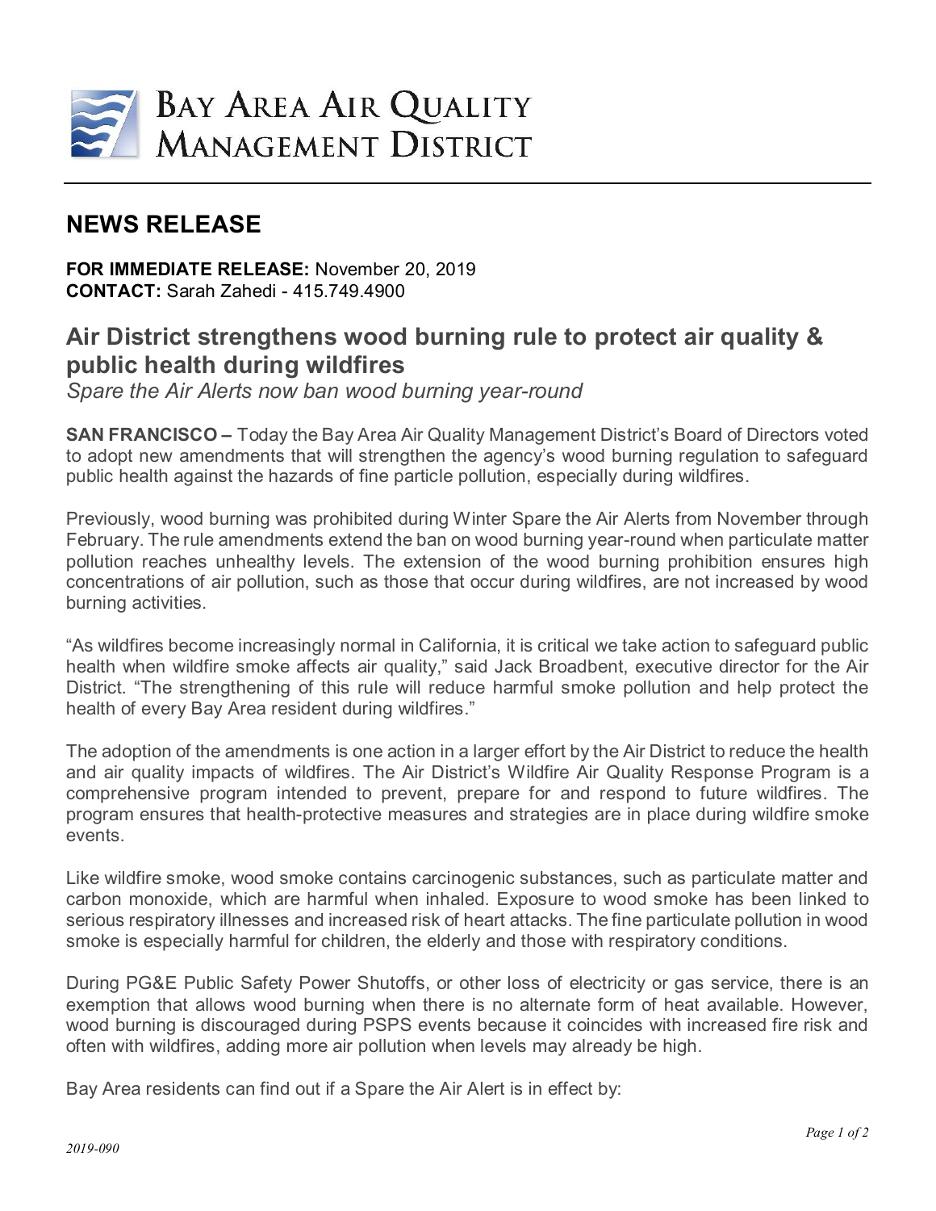BAY AREA AIR QUALITY MANAGEMENT DISTRICT

## NEWS RELEASE

**FOR IMMEDIATE RELEASE:** November 20, 2019
**CONTACT:** Sarah Zahedi - 415.749.4900

# Air District strengthens wood burning rule to protect air quality & public health during wildfires

*Spare the Air Alerts now ban wood burning year-round*

**SAN FRANCISCO –** Today the Bay Area Air Quality Management District's Board of Directors voted to adopt new amendments that will strengthen the agency's wood burning regulation to safeguard public health against the hazards of fine particle pollution, especially during wildfires.

Previously, wood burning was prohibited during Winter Spare the Air Alerts from November through February. The rule amendments extend the ban on wood burning year-round when particulate matter pollution reaches unhealthy levels. The extension of the wood burning prohibition ensures high concentrations of air pollution, such as those that occur during wildfires, are not increased by wood burning activities.

"As wildfires become increasingly normal in California, it is critical we take action to safeguard public health when wildfire smoke affects air quality," said Jack Broadbent, executive director for the Air District. "The strengthening of this rule will reduce harmful smoke pollution and help protect the health of every Bay Area resident during wildfires."

The adoption of the amendments is one action in a larger effort by the Air District to reduce the health and air quality impacts of wildfires. The Air District's Wildfire Air Quality Response Program is a comprehensive program intended to prevent, prepare for and respond to future wildfires. The program ensures that health-protective measures and strategies are in place during wildfire smoke events.

Like wildfire smoke, wood smoke contains carcinogenic substances, such as particulate matter and carbon monoxide, which are harmful when inhaled. Exposure to wood smoke has been linked to serious respiratory illnesses and increased risk of heart attacks. The fine particulate pollution in wood smoke is especially harmful for children, the elderly and those with respiratory conditions.

During PG&E Public Safety Power Shutoffs, or other loss of electricity or gas service, there is an exemption that allows wood burning when there is no alternate form of heat available. However, wood burning is discouraged during PSPS events because it coincides with increased fire risk and often with wildfires, adding more air pollution when levels may already be high.

Bay Area residents can find out if a Spare the Air Alert is in effect by:

2019-090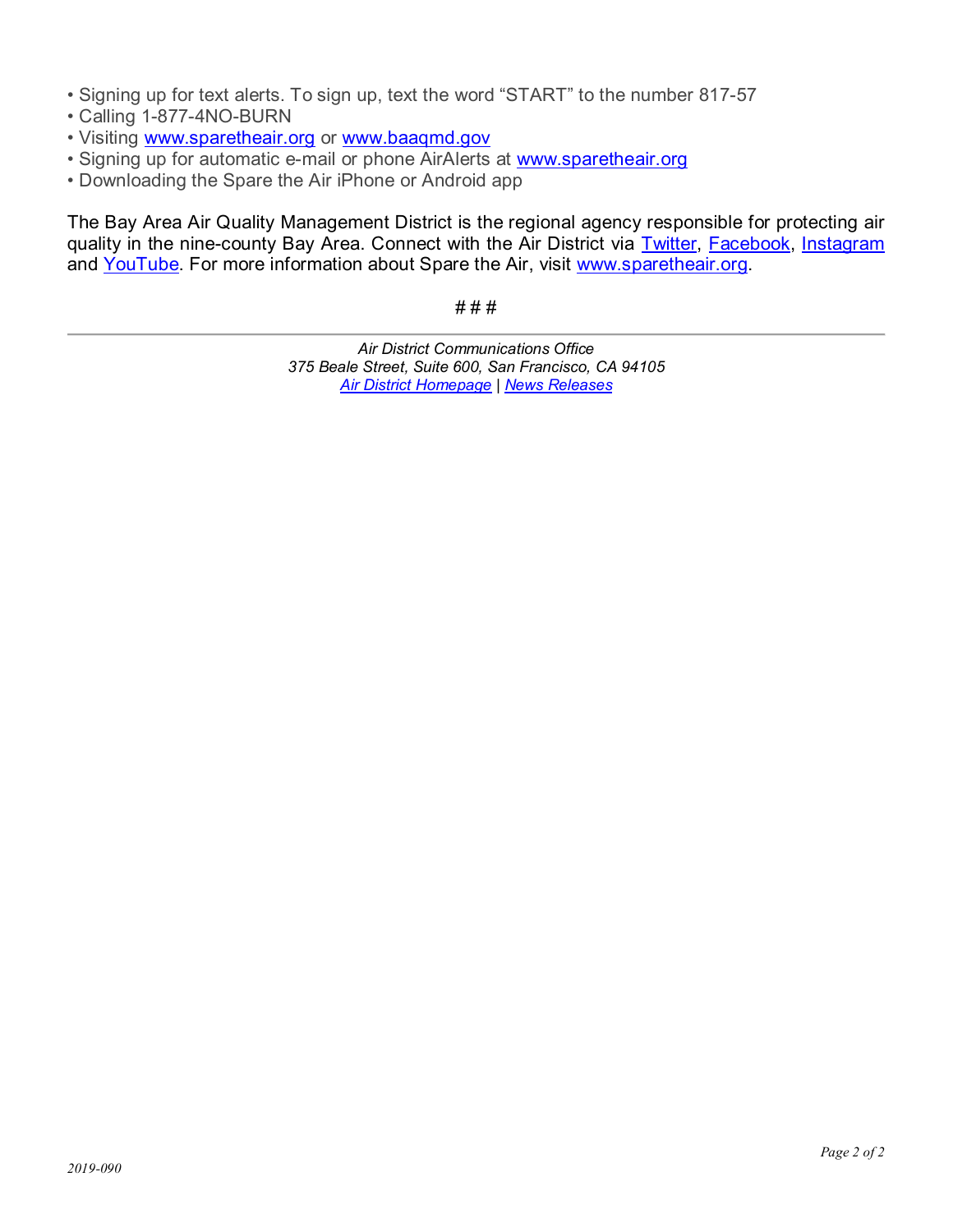- Signing up for text alerts. To sign up, text the word "START" to the number 817-57
- Calling 1-877-4NO-BURN
- Visiting www.sparetheair.org or www.baaqmd.gov
- Signing up for automatic e-mail or phone AirAlerts at www.sparetheair.org
- Downloading the Spare the Air iPhone or Android app

The Bay Area Air Quality Management District is the regional agency responsible for protecting air quality in the nine-county Bay Area. Connect with the Air District via Twitter, Facebook, Instagram and YouTube. For more information about Spare the Air, visit www.sparetheair.org.

# # #

---

*Air District Communications Office*
*375 Beale Street, Suite 600, San Francisco, CA 94105*
*Air District Homepage* | *News Releases*

*2019-090*